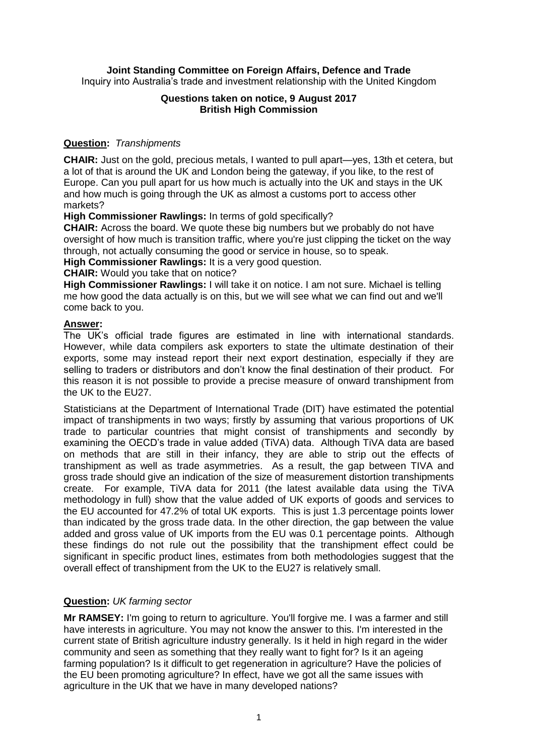**Joint Standing Committee on Foreign Affairs, Defence and Trade**

Inquiry into Australia's trade and investment relationship with the United Kingdom

**Questions taken on notice, 9 August 2017**
**British High Commission**

**Question:** *Transhipments*

**CHAIR:** Just on the gold, precious metals, I wanted to pull apart—yes, 13th et cetera, but a lot of that is around the UK and London being the gateway, if you like, to the rest of Europe. Can you pull apart for us how much is actually into the UK and stays in the UK and how much is going through the UK as almost a customs port to access other markets?

**High Commissioner Rawlings:** In terms of gold specifically?

**CHAIR:** Across the board. We quote these big numbers but we probably do not have oversight of how much is transition traffic, where you're just clipping the ticket on the way through, not actually consuming the good or service in house, so to speak.

**High Commissioner Rawlings:** It is a very good question.

**CHAIR:** Would you take that on notice?

**High Commissioner Rawlings:** I will take it on notice. I am not sure. Michael is telling me how good the data actually is on this, but we will see what we can find out and we'll come back to you.

**Answer:**

The UK's official trade figures are estimated in line with international standards. However, while data compilers ask exporters to state the ultimate destination of their exports, some may instead report their next export destination, especially if they are selling to traders or distributors and don't know the final destination of their product. For this reason it is not possible to provide a precise measure of onward transhipment from the UK to the EU27.

Statisticians at the Department of International Trade (DIT) have estimated the potential impact of transhipments in two ways; firstly by assuming that various proportions of UK trade to particular countries that might consist of transhipments and secondly by examining the OECD's trade in value added (TiVA) data. Although TiVA data are based on methods that are still in their infancy, they are able to strip out the effects of transhipment as well as trade asymmetries. As a result, the gap between TIVA and gross trade should give an indication of the size of measurement distortion transhipments create. For example, TiVA data for 2011 (the latest available data using the TiVA methodology in full) show that the value added of UK exports of goods and services to the EU accounted for 47.2% of total UK exports. This is just 1.3 percentage points lower than indicated by the gross trade data. In the other direction, the gap between the value added and gross value of UK imports from the EU was 0.1 percentage points. Although these findings do not rule out the possibility that the transhipment effect could be significant in specific product lines, estimates from both methodologies suggest that the overall effect of transhipment from the UK to the EU27 is relatively small.

**Question:** *UK farming sector*

**Mr RAMSEY:** I'm going to return to agriculture. You'll forgive me. I was a farmer and still have interests in agriculture. You may not know the answer to this. I'm interested in the current state of British agriculture industry generally. Is it held in high regard in the wider community and seen as something that they really want to fight for? Is it an ageing farming population? Is it difficult to get regeneration in agriculture? Have the policies of the EU been promoting agriculture? In effect, have we got all the same issues with agriculture in the UK that we have in many developed nations?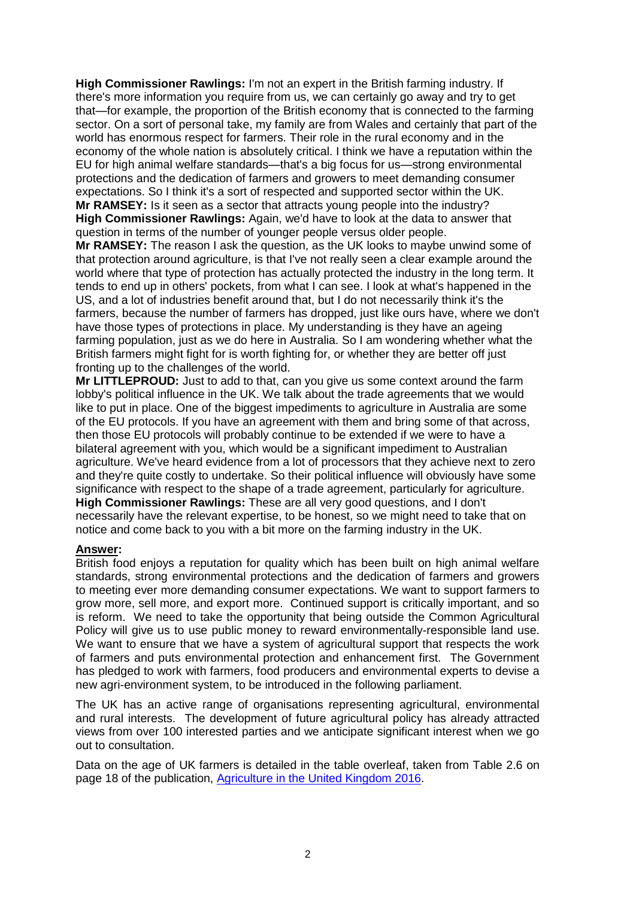**High Commissioner Rawlings:** I'm not an expert in the British farming industry. If there's more information you require from us, we can certainly go away and try to get that—for example, the proportion of the British economy that is connected to the farming sector. On a sort of personal take, my family are from Wales and certainly that part of the world has enormous respect for farmers. Their role in the rural economy and in the economy of the whole nation is absolutely critical. I think we have a reputation within the EU for high animal welfare standards—that's a big focus for us—strong environmental protections and the dedication of farmers and growers to meet demanding consumer expectations. So I think it's a sort of respected and supported sector within the UK.

**Mr RAMSEY:** Is it seen as a sector that attracts young people into the industry?

**High Commissioner Rawlings:** Again, we'd have to look at the data to answer that question in terms of the number of younger people versus older people.

**Mr RAMSEY:** The reason I ask the question, as the UK looks to maybe unwind some of that protection around agriculture, is that I've not really seen a clear example around the world where that type of protection has actually protected the industry in the long term. It tends to end up in others' pockets, from what I can see. I look at what's happened in the US, and a lot of industries benefit around that, but I do not necessarily think it's the farmers, because the number of farmers has dropped, just like ours have, where we don't have those types of protections in place. My understanding is they have an ageing farming population, just as we do here in Australia. So I am wondering whether what the British farmers might fight for is worth fighting for, or whether they are better off just fronting up to the challenges of the world.

**Mr LITTLEPROUD:** Just to add to that, can you give us some context around the farm lobby's political influence in the UK. We talk about the trade agreements that we would like to put in place. One of the biggest impediments to agriculture in Australia are some of the EU protocols. If you have an agreement with them and bring some of that across, then those EU protocols will probably continue to be extended if we were to have a bilateral agreement with you, which would be a significant impediment to Australian agriculture. We've heard evidence from a lot of processors that they achieve next to zero and they're quite costly to undertake. So their political influence will obviously have some significance with respect to the shape of a trade agreement, particularly for agriculture.

**High Commissioner Rawlings:** These are all very good questions, and I don't necessarily have the relevant expertise, to be honest, so we might need to take that on notice and come back to you with a bit more on the farming industry in the UK.

**Answer:**

British food enjoys a reputation for quality which has been built on high animal welfare standards, strong environmental protections and the dedication of farmers and growers to meeting ever more demanding consumer expectations. We want to support farmers to grow more, sell more, and export more. Continued support is critically important, and so is reform. We need to take the opportunity that being outside the Common Agricultural Policy will give us to use public money to reward environmentally-responsible land use. We want to ensure that we have a system of agricultural support that respects the work of farmers and puts environmental protection and enhancement first. The Government has pledged to work with farmers, food producers and environmental experts to devise a new agri-environment system, to be introduced in the following parliament.

The UK has an active range of organisations representing agricultural, environmental and rural interests. The development of future agricultural policy has already attracted views from over 100 interested parties and we anticipate significant interest when we go out to consultation.

Data on the age of UK farmers is detailed in the table overleaf, taken from Table 2.6 on page 18 of the publication, [Agriculture in the United Kingdom 2016](Agriculture in the United Kingdom 2016).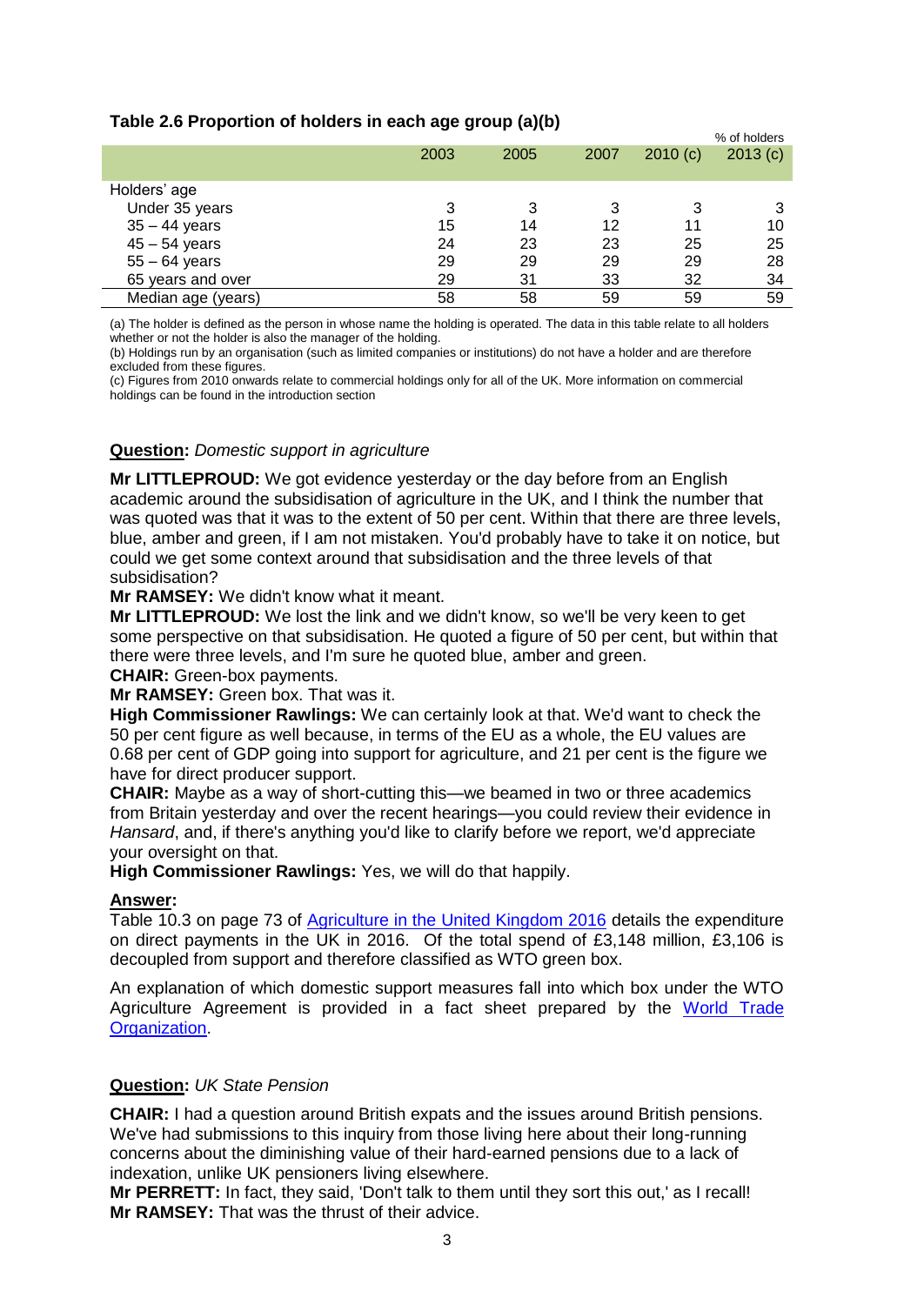### Table 2.6 Proportion of holders in each age group (a)(b)

% of holders

| | 2003 | 2005 | 2007 | 2010 (c) | 2013 (c) |
|---|---|---|---|---|---|
| Holders' age | | | | | |
| Under 35 years | 3 | 3 | 3 | 3 | 3 |
| 35 – 44 years | 15 | 14 | 12 | 11 | 10 |
| 45 – 54 years | 24 | 23 | 23 | 25 | 25 |
| 55 – 64 years | 29 | 29 | 29 | 29 | 28 |
| 65 years and over | 29 | 31 | 33 | 32 | 34 |
| Median age (years) | 58 | 58 | 59 | 59 | 59 |

(a) The holder is defined as the person in whose name the holding is operated. The data in this table relate to all holders whether or not the holder is also the manager of the holding.
(b) Holdings run by an organisation (such as limited companies or institutions) do not have a holder and are therefore excluded from these figures.
(c) Figures from 2010 onwards relate to commercial holdings only for all of the UK. More information on commercial holdings can be found in the introduction section

**Question:** *Domestic support in agriculture*

**Mr LITTLEPROUD:** We got evidence yesterday or the day before from an English academic around the subsidisation of agriculture in the UK, and I think the number that was quoted was that it was to the extent of 50 per cent. Within that there are three levels, blue, amber and green, if I am not mistaken. You'd probably have to take it on notice, but could we get some context around that subsidisation and the three levels of that subsidisation?
**Mr RAMSEY:** We didn't know what it meant.
**Mr LITTLEPROUD:** We lost the link and we didn't know, so we'll be very keen to get some perspective on that subsidisation. He quoted a figure of 50 per cent, but within that there were three levels, and I'm sure he quoted blue, amber and green.
**CHAIR:** Green-box payments.
**Mr RAMSEY:** Green box. That was it.
**High Commissioner Rawlings:** We can certainly look at that. We'd want to check the 50 per cent figure as well because, in terms of the EU as a whole, the EU values are 0.68 per cent of GDP going into support for agriculture, and 21 per cent is the figure we have for direct producer support.
**CHAIR:** Maybe as a way of short-cutting this—we beamed in two or three academics from Britain yesterday and over the recent hearings—you could review their evidence in *Hansard*, and, if there's anything you'd like to clarify before we report, we'd appreciate your oversight on that.
**High Commissioner Rawlings:** Yes, we will do that happily.

**Answer:**
Table 10.3 on page 73 of Agriculture in the United Kingdom 2016 details the expenditure on direct payments in the UK in 2016. Of the total spend of £3,148 million, £3,106 is decoupled from support and therefore classified as WTO green box.

An explanation of which domestic support measures fall into which box under the WTO Agriculture Agreement is provided in a fact sheet prepared by the World Trade Organization.

**Question:** *UK State Pension*

**CHAIR:** I had a question around British expats and the issues around British pensions. We've had submissions to this inquiry from those living here about their long-running concerns about the diminishing value of their hard-earned pensions due to a lack of indexation, unlike UK pensioners living elsewhere.
**Mr PERRETT:** In fact, they said, 'Don't talk to them until they sort this out,' as I recall!
**Mr RAMSEY:** That was the thrust of their advice.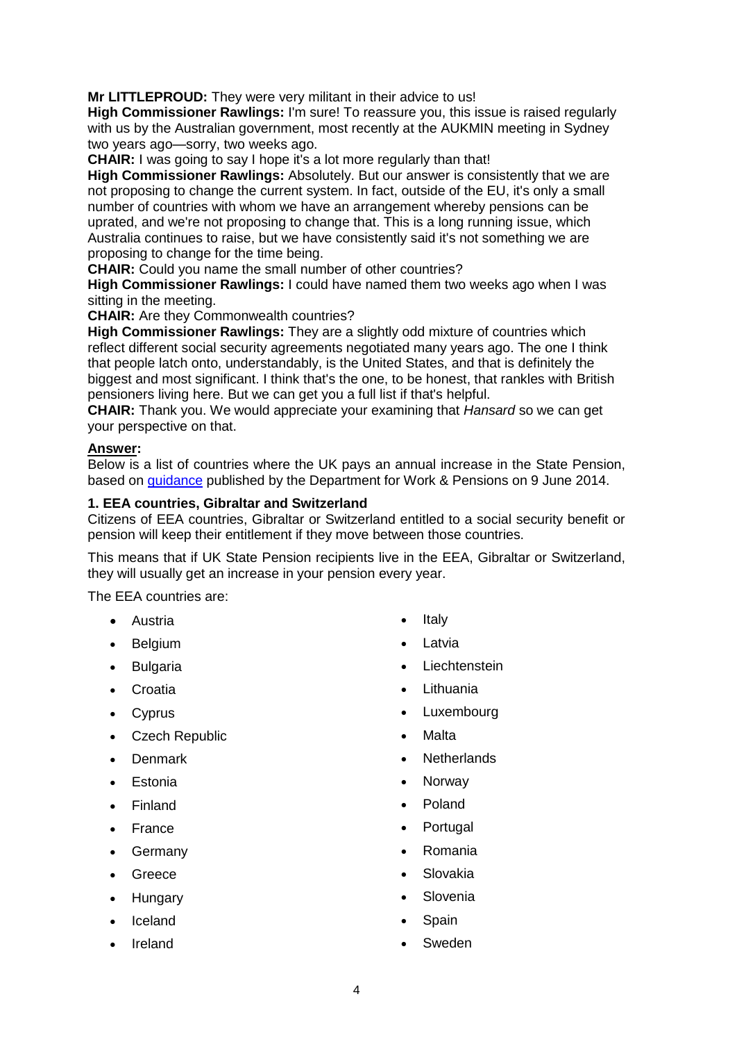**Mr LITTLEPROUD:** They were very militant in their advice to us!

**High Commissioner Rawlings:** I'm sure! To reassure you, this issue is raised regularly with us by the Australian government, most recently at the AUKMIN meeting in Sydney two years ago—sorry, two weeks ago.

**CHAIR:** I was going to say I hope it's a lot more regularly than that!

**High Commissioner Rawlings:** Absolutely. But our answer is consistently that we are not proposing to change the current system. In fact, outside of the EU, it's only a small number of countries with whom we have an arrangement whereby pensions can be uprated, and we're not proposing to change that. This is a long running issue, which Australia continues to raise, but we have consistently said it's not something we are proposing to change for the time being.

**CHAIR:** Could you name the small number of other countries?

**High Commissioner Rawlings:** I could have named them two weeks ago when I was sitting in the meeting.

**CHAIR:** Are they Commonwealth countries?

**High Commissioner Rawlings:** They are a slightly odd mixture of countries which reflect different social security agreements negotiated many years ago. The one I think that people latch onto, understandably, is the United States, and that is definitely the biggest and most significant. I think that's the one, to be honest, that rankles with British pensioners living here. But we can get you a full list if that's helpful.

**CHAIR:** Thank you. We would appreciate your examining that *Hansard* so we can get your perspective on that.

**Answer:**

Below is a list of countries where the UK pays an annual increase in the State Pension, based on guidance published by the Department for Work & Pensions on 9 June 2014.

**1. EEA countries, Gibraltar and Switzerland**

Citizens of EEA countries, Gibraltar or Switzerland entitled to a social security benefit or pension will keep their entitlement if they move between those countries.

This means that if UK State Pension recipients live in the EEA, Gibraltar or Switzerland, they will usually get an increase in your pension every year.

The EEA countries are:

- Austria
- Belgium
- Bulgaria
- Croatia
- Cyprus
- Czech Republic
- Denmark
- Estonia
- Finland
- France
- Germany
- Greece
- Hungary
- Iceland
- Ireland
- Italy
- Latvia
- Liechtenstein
- Lithuania
- Luxembourg
- Malta
- Netherlands
- Norway
- Poland
- Portugal
- Romania
- Slovakia
- Slovenia
- Spain
- Sweden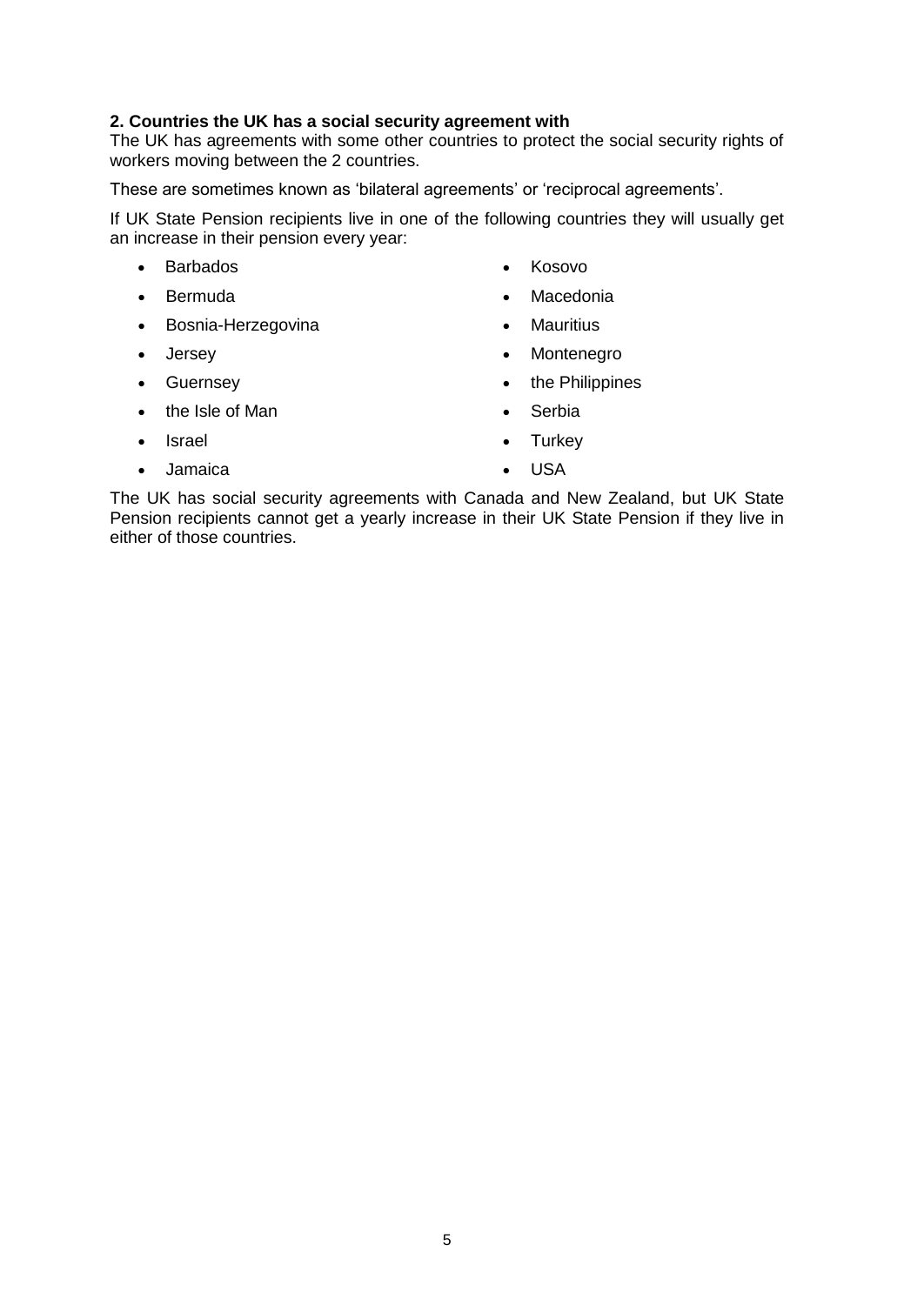## 2. Countries the UK has a social security agreement with

The UK has agreements with some other countries to protect the social security rights of workers moving between the 2 countries.

These are sometimes known as 'bilateral agreements' or 'reciprocal agreements'.

If UK State Pension recipients live in one of the following countries they will usually get an increase in their pension every year:

- Barbados
- Bermuda
- Bosnia-Herzegovina
- Jersey
- Guernsey
- the Isle of Man
- Israel
- Jamaica
- Kosovo
- Macedonia
- Mauritius
- Montenegro
- the Philippines
- Serbia
- Turkey
- USA

The UK has social security agreements with Canada and New Zealand, but UK State Pension recipients cannot get a yearly increase in their UK State Pension if they live in either of those countries.